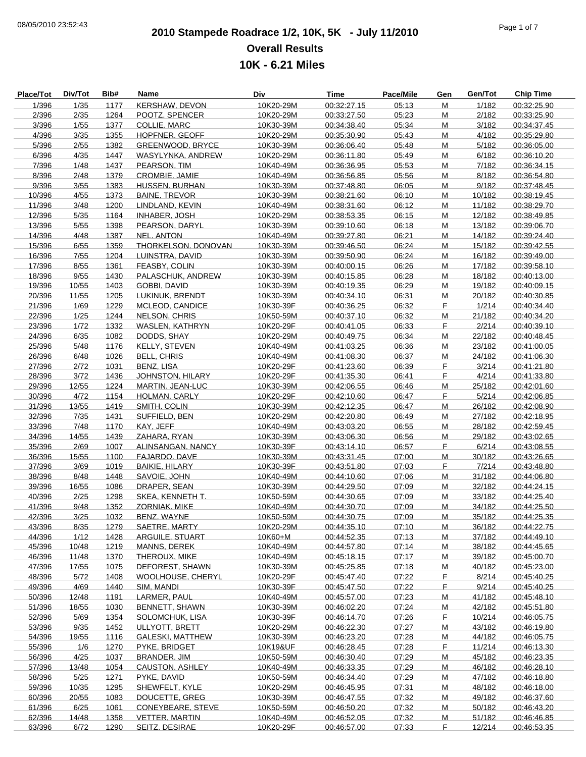# 2010 Stampede Roadrace 1/2, 10K, 5K - July 11/2010

## Overall Results

## 10K - 6.21 Miles

| Place/Tot | Div/Tot | Bib# | Name | Div | Time | Pace/Mile | Gen | Gen/Tot | Chip Time |
|---|---|---|---|---|---|---|---|---|---|
| 1/396 | 1/35 | 1177 | KERSHAW, DEVON | 10K20-29M | 00:32:27.15 | 05:13 | M | 1/182 | 00:32:25.90 |
| 2/396 | 2/35 | 1264 | POOTZ, SPENCER | 10K20-29M | 00:33:27.50 | 05:23 | M | 2/182 | 00:33:25.90 |
| 3/396 | 1/55 | 1377 | COLLIE, MARC | 10K30-39M | 00:34:38.40 | 05:34 | M | 3/182 | 00:34:37.45 |
| 4/396 | 3/35 | 1355 | HOPFNER, GEOFF | 10K20-29M | 00:35:30.90 | 05:43 | M | 4/182 | 00:35:29.80 |
| 5/396 | 2/55 | 1382 | GREENWOOD, BRYCE | 10K30-39M | 00:36:06.40 | 05:48 | M | 5/182 | 00:36:05.00 |
| 6/396 | 4/35 | 1447 | WASYLYNKA, ANDREW | 10K20-29M | 00:36:11.80 | 05:49 | M | 6/182 | 00:36:10.20 |
| 7/396 | 1/48 | 1437 | PEARSON, TIM | 10K40-49M | 00:36:36.95 | 05:53 | M | 7/182 | 00:36:34.15 |
| 8/396 | 2/48 | 1379 | CROMBIE, JAMIE | 10K40-49M | 00:36:56.85 | 05:56 | M | 8/182 | 00:36:54.80 |
| 9/396 | 3/55 | 1383 | HUSSEN, BURHAN | 10K30-39M | 00:37:48.80 | 06:05 | M | 9/182 | 00:37:48.45 |
| 10/396 | 4/55 | 1373 | BAINE, TREVOR | 10K30-39M | 00:38:21.60 | 06:10 | M | 10/182 | 00:38:19.45 |
| 11/396 | 3/48 | 1200 | LINDLAND, KEVIN | 10K40-49M | 00:38:31.60 | 06:12 | M | 11/182 | 00:38:29.70 |
| 12/396 | 5/35 | 1164 | INHABER, JOSH | 10K20-29M | 00:38:53.35 | 06:15 | M | 12/182 | 00:38:49.85 |
| 13/396 | 5/55 | 1398 | PEARSON, DARYL | 10K30-39M | 00:39:10.60 | 06:18 | M | 13/182 | 00:39:06.70 |
| 14/396 | 4/48 | 1387 | NEL, ANTON | 10K40-49M | 00:39:27.80 | 06:21 | M | 14/182 | 00:39:24.40 |
| 15/396 | 6/55 | 1359 | THORKELSON, DONOVAN | 10K30-39M | 00:39:46.50 | 06:24 | M | 15/182 | 00:39:42.55 |
| 16/396 | 7/55 | 1204 | LUINSTRA, DAVID | 10K30-39M | 00:39:50.90 | 06:24 | M | 16/182 | 00:39:49.00 |
| 17/396 | 8/55 | 1361 | FEASBY, COLIN | 10K30-39M | 00:40:00.15 | 06:26 | M | 17/182 | 00:39:58.10 |
| 18/396 | 9/55 | 1430 | PALASCHUK, ANDREW | 10K30-39M | 00:40:15.85 | 06:28 | M | 18/182 | 00:40:13.00 |
| 19/396 | 10/55 | 1403 | GOBBI, DAVID | 10K30-39M | 00:40:19.35 | 06:29 | M | 19/182 | 00:40:09.15 |
| 20/396 | 11/55 | 1205 | LUKINUK, BRENDT | 10K30-39M | 00:40:34.10 | 06:31 | M | 20/182 | 00:40:30.85 |
| 21/396 | 1/69 | 1229 | MCLEOD, CANDICE | 10K30-39F | 00:40:36.25 | 06:32 | F | 1/214 | 00:40:34.40 |
| 22/396 | 1/25 | 1244 | NELSON, CHRIS | 10K50-59M | 00:40:37.10 | 06:32 | M | 21/182 | 00:40:34.20 |
| 23/396 | 1/72 | 1332 | WASLEN, KATHRYN | 10K20-29F | 00:40:41.05 | 06:33 | F | 2/214 | 00:40:39.10 |
| 24/396 | 6/35 | 1082 | DODDS, SHAY | 10K20-29M | 00:40:49.75 | 06:34 | M | 22/182 | 00:40:48.45 |
| 25/396 | 5/48 | 1176 | KELLY, STEVEN | 10K40-49M | 00:41:03.25 | 06:36 | M | 23/182 | 00:41:00.05 |
| 26/396 | 6/48 | 1026 | BELL, CHRIS | 10K40-49M | 00:41:08.30 | 06:37 | M | 24/182 | 00:41:06.30 |
| 27/396 | 2/72 | 1031 | BENZ, LISA | 10K20-29F | 00:41:23.60 | 06:39 | F | 3/214 | 00:41:21.80 |
| 28/396 | 3/72 | 1436 | JOHNSTON, HILARY | 10K20-29F | 00:41:35.30 | 06:41 | F | 4/214 | 00:41:33.80 |
| 29/396 | 12/55 | 1224 | MARTIN, JEAN-LUC | 10K30-39M | 00:42:06.55 | 06:46 | M | 25/182 | 00:42:01.60 |
| 30/396 | 4/72 | 1154 | HOLMAN, CARLY | 10K20-29F | 00:42:10.60 | 06:47 | F | 5/214 | 00:42:06.85 |
| 31/396 | 13/55 | 1419 | SMITH, COLIN | 10K30-39M | 00:42:12.35 | 06:47 | M | 26/182 | 00:42:08.90 |
| 32/396 | 7/35 | 1431 | SUFFIELD, BEN | 10K20-29M | 00:42:20.80 | 06:49 | M | 27/182 | 00:42:18.95 |
| 33/396 | 7/48 | 1170 | KAY, JEFF | 10K40-49M | 00:43:03.20 | 06:55 | M | 28/182 | 00:42:59.45 |
| 34/396 | 14/55 | 1439 | ZAHARA, RYAN | 10K30-39M | 00:43:06.30 | 06:56 | M | 29/182 | 00:43:02.65 |
| 35/396 | 2/69 | 1007 | ALINSANGAN, NANCY | 10K30-39F | 00:43:14.10 | 06:57 | F | 6/214 | 00:43:08.55 |
| 36/396 | 15/55 | 1100 | FAJARDO, DAVE | 10K30-39M | 00:43:31.45 | 07:00 | M | 30/182 | 00:43:26.65 |
| 37/396 | 3/69 | 1019 | BAIKIE, HILARY | 10K30-39F | 00:43:51.80 | 07:03 | F | 7/214 | 00:43:48.80 |
| 38/396 | 8/48 | 1448 | SAVOIE, JOHN | 10K40-49M | 00:44:10.60 | 07:06 | M | 31/182 | 00:44:06.80 |
| 39/396 | 16/55 | 1086 | DRAPER, SEAN | 10K30-39M | 00:44:29.50 | 07:09 | M | 32/182 | 00:44:24.15 |
| 40/396 | 2/25 | 1298 | SKEA, KENNETH T. | 10K50-59M | 00:44:30.65 | 07:09 | M | 33/182 | 00:44:25.40 |
| 41/396 | 9/48 | 1352 | ZORNIAK, MIKE | 10K40-49M | 00:44:30.70 | 07:09 | M | 34/182 | 00:44:25.50 |
| 42/396 | 3/25 | 1032 | BENZ, WAYNE | 10K50-59M | 00:44:30.75 | 07:09 | M | 35/182 | 00:44:25.35 |
| 43/396 | 8/35 | 1279 | SAETRE, MARTY | 10K20-29M | 00:44:35.10 | 07:10 | M | 36/182 | 00:44:22.75 |
| 44/396 | 1/12 | 1428 | ARGUILE, STUART | 10K60+M | 00:44:52.35 | 07:13 | M | 37/182 | 00:44:49.10 |
| 45/396 | 10/48 | 1219 | MANNS, DEREK | 10K40-49M | 00:44:57.80 | 07:14 | M | 38/182 | 00:44:45.65 |
| 46/396 | 11/48 | 1370 | THEROUX, MIKE | 10K40-49M | 00:45:18.15 | 07:17 | M | 39/182 | 00:45:00.70 |
| 47/396 | 17/55 | 1075 | DEFOREST, SHAWN | 10K30-39M | 00:45:25.85 | 07:18 | M | 40/182 | 00:45:23.00 |
| 48/396 | 5/72 | 1408 | WOOLHOUSE, CHERYL | 10K20-29F | 00:45:47.40 | 07:22 | F | 8/214 | 00:45:40.25 |
| 49/396 | 4/69 | 1440 | SIM, MANDI | 10K30-39F | 00:45:47.50 | 07:22 | F | 9/214 | 00:45:40.25 |
| 50/396 | 12/48 | 1191 | LARMER, PAUL | 10K40-49M | 00:45:57.00 | 07:23 | M | 41/182 | 00:45:48.10 |
| 51/396 | 18/55 | 1030 | BENNETT, SHAWN | 10K30-39M | 00:46:02.20 | 07:24 | M | 42/182 | 00:45:51.80 |
| 52/396 | 5/69 | 1354 | SOLOMCHUK, LISA | 10K30-39F | 00:46:14.70 | 07:26 | F | 10/214 | 00:46:05.75 |
| 53/396 | 9/35 | 1452 | ULLYOTT, BRETT | 10K20-29M | 00:46:22.30 | 07:27 | M | 43/182 | 00:46:19.80 |
| 54/396 | 19/55 | 1116 | GALESKI, MATTHEW | 10K30-39M | 00:46:23.20 | 07:28 | M | 44/182 | 00:46:05.75 |
| 55/396 | 1/6 | 1270 | PYKE, BRIDGET | 10K19&UF | 00:46:28.45 | 07:28 | F | 11/214 | 00:46:13.30 |
| 56/396 | 4/25 | 1037 | BRANDER, JIM | 10K50-59M | 00:46:30.40 | 07:29 | M | 45/182 | 00:46:23.35 |
| 57/396 | 13/48 | 1054 | CAUSTON, ASHLEY | 10K40-49M | 00:46:33.35 | 07:29 | M | 46/182 | 00:46:28.10 |
| 58/396 | 5/25 | 1271 | PYKE, DAVID | 10K50-59M | 00:46:34.40 | 07:29 | M | 47/182 | 00:46:18.80 |
| 59/396 | 10/35 | 1295 | SHEWFELT, KYLE | 10K20-29M | 00:46:45.95 | 07:31 | M | 48/182 | 00:46:18.00 |
| 60/396 | 20/55 | 1083 | DOUCETTE, GREG | 10K30-39M | 00:46:47.55 | 07:32 | M | 49/182 | 00:46:37.60 |
| 61/396 | 6/25 | 1061 | CONEYBEARE, STEVE | 10K50-59M | 00:46:50.20 | 07:32 | M | 50/182 | 00:46:43.20 |
| 62/396 | 14/48 | 1358 | VETTER, MARTIN | 10K40-49M | 00:46:52.05 | 07:32 | M | 51/182 | 00:46:46.85 |
| 63/396 | 6/72 | 1290 | SEITZ, DESIRAE | 10K20-29F | 00:46:57.00 | 07:33 | F | 12/214 | 00:46:53.35 |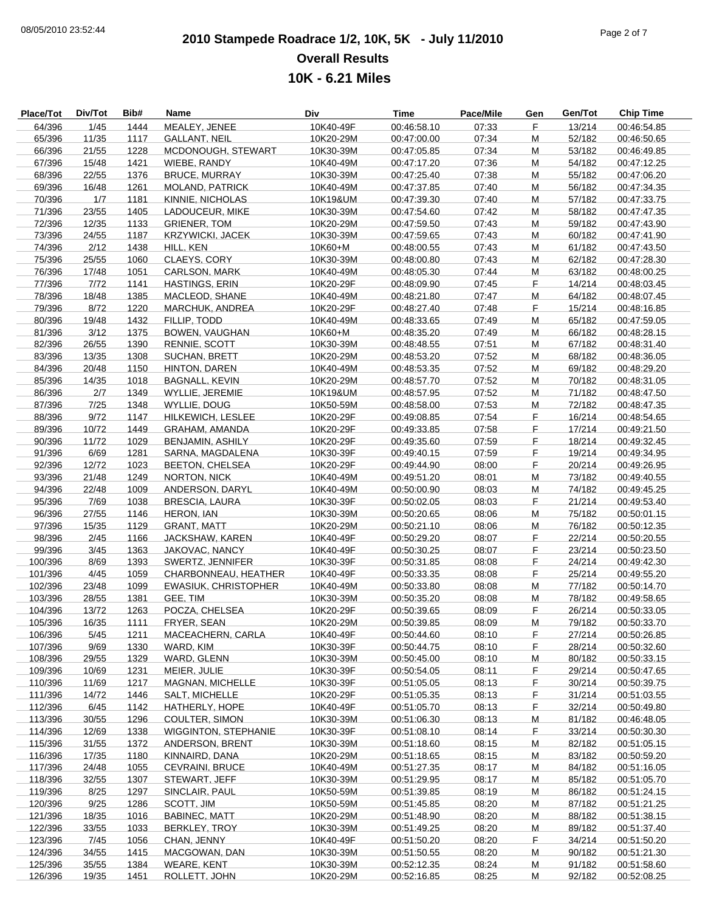# 2010 Stampede Roadrace 1/2, 10K, 5K - July 11/2010

## Overall Results

## 10K - 6.21 Miles

| Place/Tot | Div/Tot | Bib# | Name | Div | Time | Pace/Mile | Gen | Gen/Tot | Chip Time |
|---|---|---|---|---|---|---|---|---|---|
| 64/396 | 1/45 | 1444 | MEALEY, JENEE | 10K40-49F | 00:46:58.10 | 07:33 | F | 13/214 | 00:46:54.85 |
| 65/396 | 11/35 | 1117 | GALLANT, NEIL | 10K20-29M | 00:47:00.00 | 07:34 | M | 52/182 | 00:46:50.65 |
| 66/396 | 21/55 | 1228 | MCDONOUGH, STEWART | 10K30-39M | 00:47:05.85 | 07:34 | M | 53/182 | 00:46:49.85 |
| 67/396 | 15/48 | 1421 | WIEBE, RANDY | 10K40-49M | 00:47:17.20 | 07:36 | M | 54/182 | 00:47:12.25 |
| 68/396 | 22/55 | 1376 | BRUCE, MURRAY | 10K30-39M | 00:47:25.40 | 07:38 | M | 55/182 | 00:47:06.20 |
| 69/396 | 16/48 | 1261 | MOLAND, PATRICK | 10K40-49M | 00:47:37.85 | 07:40 | M | 56/182 | 00:47:34.35 |
| 70/396 | 1/7 | 1181 | KINNIE, NICHOLAS | 10K19&UM | 00:47:39.30 | 07:40 | M | 57/182 | 00:47:33.75 |
| 71/396 | 23/55 | 1405 | LADOUCEUR, MIKE | 10K30-39M | 00:47:54.60 | 07:42 | M | 58/182 | 00:47:47.35 |
| 72/396 | 12/35 | 1133 | GRIENER, TOM | 10K20-29M | 00:47:59.50 | 07:43 | M | 59/182 | 00:47:43.90 |
| 73/396 | 24/55 | 1187 | KRZYWICKI, JACEK | 10K30-39M | 00:47:59.65 | 07:43 | M | 60/182 | 00:47:41.90 |
| 74/396 | 2/12 | 1438 | HILL, KEN | 10K60+M | 00:48:00.55 | 07:43 | M | 61/182 | 00:47:43.50 |
| 75/396 | 25/55 | 1060 | CLAEYS, CORY | 10K30-39M | 00:48:00.80 | 07:43 | M | 62/182 | 00:47:28.30 |
| 76/396 | 17/48 | 1051 | CARLSON, MARK | 10K40-49M | 00:48:05.30 | 07:44 | M | 63/182 | 00:48:00.25 |
| 77/396 | 7/72 | 1141 | HASTINGS, ERIN | 10K20-29F | 00:48:09.90 | 07:45 | F | 14/214 | 00:48:03.45 |
| 78/396 | 18/48 | 1385 | MACLEOD, SHANE | 10K40-49M | 00:48:21.80 | 07:47 | M | 64/182 | 00:48:07.45 |
| 79/396 | 8/72 | 1220 | MARCHUK, ANDREA | 10K20-29F | 00:48:27.40 | 07:48 | F | 15/214 | 00:48:16.85 |
| 80/396 | 19/48 | 1432 | FILLIP, TODD | 10K40-49M | 00:48:33.65 | 07:49 | M | 65/182 | 00:47:59.05 |
| 81/396 | 3/12 | 1375 | BOWEN, VAUGHAN | 10K60+M | 00:48:35.20 | 07:49 | M | 66/182 | 00:48:28.15 |
| 82/396 | 26/55 | 1390 | RENNIE, SCOTT | 10K30-39M | 00:48:48.55 | 07:51 | M | 67/182 | 00:48:31.40 |
| 83/396 | 13/35 | 1308 | SUCHAN, BRETT | 10K20-29M | 00:48:53.20 | 07:52 | M | 68/182 | 00:48:36.05 |
| 84/396 | 20/48 | 1150 | HINTON, DAREN | 10K40-49M | 00:48:53.35 | 07:52 | M | 69/182 | 00:48:29.20 |
| 85/396 | 14/35 | 1018 | BAGNALL, KEVIN | 10K20-29M | 00:48:57.70 | 07:52 | M | 70/182 | 00:48:31.05 |
| 86/396 | 2/7 | 1349 | WYLLIE, JEREMIE | 10K19&UM | 00:48:57.95 | 07:52 | M | 71/182 | 00:48:47.50 |
| 87/396 | 7/25 | 1348 | WYLLIE, DOUG | 10K50-59M | 00:48:58.00 | 07:53 | M | 72/182 | 00:48:47.35 |
| 88/396 | 9/72 | 1147 | HILKEWICH, LESLEE | 10K20-29F | 00:49:08.85 | 07:54 | F | 16/214 | 00:48:54.65 |
| 89/396 | 10/72 | 1449 | GRAHAM, AMANDA | 10K20-29F | 00:49:33.85 | 07:58 | F | 17/214 | 00:49:21.50 |
| 90/396 | 11/72 | 1029 | BENJAMIN, ASHILY | 10K20-29F | 00:49:35.60 | 07:59 | F | 18/214 | 00:49:32.45 |
| 91/396 | 6/69 | 1281 | SARNA, MAGDALENA | 10K30-39F | 00:49:40.15 | 07:59 | F | 19/214 | 00:49:34.95 |
| 92/396 | 12/72 | 1023 | BEETON, CHELSEA | 10K20-29F | 00:49:44.90 | 08:00 | F | 20/214 | 00:49:26.95 |
| 93/396 | 21/48 | 1249 | NORTON, NICK | 10K40-49M | 00:49:51.20 | 08:01 | M | 73/182 | 00:49:40.55 |
| 94/396 | 22/48 | 1009 | ANDERSON, DARYL | 10K40-49M | 00:50:00.90 | 08:03 | M | 74/182 | 00:49:45.25 |
| 95/396 | 7/69 | 1038 | BRESCIA, LAURA | 10K30-39F | 00:50:02.05 | 08:03 | F | 21/214 | 00:49:53.40 |
| 96/396 | 27/55 | 1146 | HERON, IAN | 10K30-39M | 00:50:20.65 | 08:06 | M | 75/182 | 00:50:01.15 |
| 97/396 | 15/35 | 1129 | GRANT, MATT | 10K20-29M | 00:50:21.10 | 08:06 | M | 76/182 | 00:50:12.35 |
| 98/396 | 2/45 | 1166 | JACKSHAW, KAREN | 10K40-49F | 00:50:29.20 | 08:07 | F | 22/214 | 00:50:20.55 |
| 99/396 | 3/45 | 1363 | JAKOVAC, NANCY | 10K40-49F | 00:50:30.25 | 08:07 | F | 23/214 | 00:50:23.50 |
| 100/396 | 8/69 | 1393 | SWERTZ, JENNIFER | 10K30-39F | 00:50:31.85 | 08:08 | F | 24/214 | 00:49:42.30 |
| 101/396 | 4/45 | 1059 | CHARBONNEAU, HEATHER | 10K40-49F | 00:50:33.35 | 08:08 | F | 25/214 | 00:49:55.20 |
| 102/396 | 23/48 | 1099 | EWASIUK, CHRISTOPHER | 10K40-49M | 00:50:33.80 | 08:08 | M | 77/182 | 00:50:14.70 |
| 103/396 | 28/55 | 1381 | GEE, TIM | 10K30-39M | 00:50:35.20 | 08:08 | M | 78/182 | 00:49:58.65 |
| 104/396 | 13/72 | 1263 | POCZA, CHELSEA | 10K20-29F | 00:50:39.65 | 08:09 | F | 26/214 | 00:50:33.05 |
| 105/396 | 16/35 | 1111 | FRYER, SEAN | 10K20-29M | 00:50:39.85 | 08:09 | M | 79/182 | 00:50:33.70 |
| 106/396 | 5/45 | 1211 | MACEACHERN, CARLA | 10K40-49F | 00:50:44.60 | 08:10 | F | 27/214 | 00:50:26.85 |
| 107/396 | 9/69 | 1330 | WARD, KIM | 10K30-39F | 00:50:44.75 | 08:10 | F | 28/214 | 00:50:32.60 |
| 108/396 | 29/55 | 1329 | WARD, GLENN | 10K30-39M | 00:50:45.00 | 08:10 | M | 80/182 | 00:50:33.15 |
| 109/396 | 10/69 | 1231 | MEIER, JULIE | 10K30-39F | 00:50:54.05 | 08:11 | F | 29/214 | 00:50:47.65 |
| 110/396 | 11/69 | 1217 | MAGNAN, MICHELLE | 10K30-39F | 00:51:05.05 | 08:13 | F | 30/214 | 00:50:39.75 |
| 111/396 | 14/72 | 1446 | SALT, MICHELLE | 10K20-29F | 00:51:05.35 | 08:13 | F | 31/214 | 00:51:03.55 |
| 112/396 | 6/45 | 1142 | HATHERLY, HOPE | 10K40-49F | 00:51:05.70 | 08:13 | F | 32/214 | 00:50:49.80 |
| 113/396 | 30/55 | 1296 | COULTER, SIMON | 10K30-39M | 00:51:06.30 | 08:13 | M | 81/182 | 00:46:48.05 |
| 114/396 | 12/69 | 1338 | WIGGINTON, STEPHANIE | 10K30-39F | 00:51:08.10 | 08:14 | F | 33/214 | 00:50:30.30 |
| 115/396 | 31/55 | 1372 | ANDERSON, BRENT | 10K30-39M | 00:51:18.60 | 08:15 | M | 82/182 | 00:51:05.15 |
| 116/396 | 17/35 | 1180 | KINNAIRD, DANA | 10K20-29M | 00:51:18.65 | 08:15 | M | 83/182 | 00:50:59.20 |
| 117/396 | 24/48 | 1055 | CEVRAINI, BRUCE | 10K40-49M | 00:51:27.35 | 08:17 | M | 84/182 | 00:51:16.05 |
| 118/396 | 32/55 | 1307 | STEWART, JEFF | 10K30-39M | 00:51:29.95 | 08:17 | M | 85/182 | 00:51:05.70 |
| 119/396 | 8/25 | 1297 | SINCLAIR, PAUL | 10K50-59M | 00:51:39.85 | 08:19 | M | 86/182 | 00:51:24.15 |
| 120/396 | 9/25 | 1286 | SCOTT, JIM | 10K50-59M | 00:51:45.85 | 08:20 | M | 87/182 | 00:51:21.25 |
| 121/396 | 18/35 | 1016 | BABINEC, MATT | 10K20-29M | 00:51:48.90 | 08:20 | M | 88/182 | 00:51:38.15 |
| 122/396 | 33/55 | 1033 | BERKLEY, TROY | 10K30-39M | 00:51:49.25 | 08:20 | M | 89/182 | 00:51:37.40 |
| 123/396 | 7/45 | 1056 | CHAN, JENNY | 10K40-49F | 00:51:50.20 | 08:20 | F | 34/214 | 00:51:50.20 |
| 124/396 | 34/55 | 1415 | MACGOWAN, DAN | 10K30-39M | 00:51:50.55 | 08:20 | M | 90/182 | 00:51:21.30 |
| 125/396 | 35/55 | 1384 | WEARE, KENT | 10K30-39M | 00:52:12.35 | 08:24 | M | 91/182 | 00:51:58.60 |
| 126/396 | 19/35 | 1451 | ROLLETT, JOHN | 10K20-29M | 00:52:16.85 | 08:25 | M | 92/182 | 00:52:08.25 |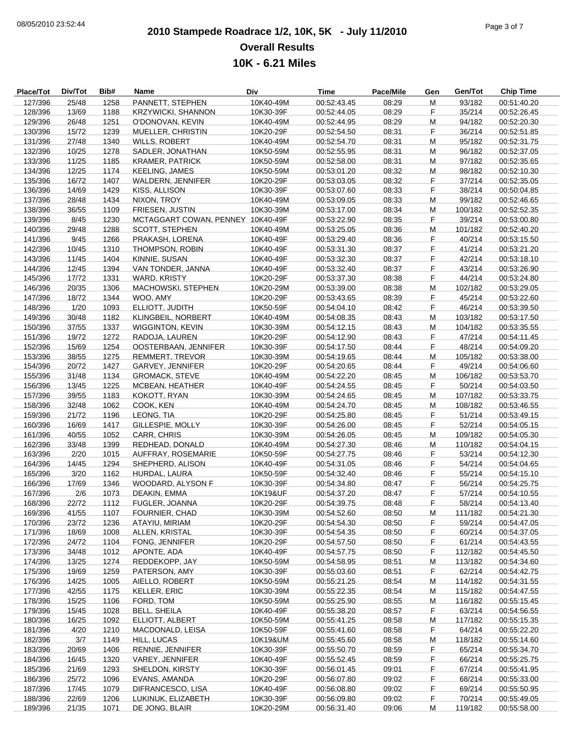# 2010 Stampede Roadrace 1/2, 10K, 5K - July 11/2010

## Overall Results

## 10K - 6.21 Miles

| Place/Tot | Div/Tot | Bib# | Name | Div | Time | Pace/Mile | Gen | Gen/Tot | Chip Time |
|---|---|---|---|---|---|---|---|---|---|
| 127/396 | 25/48 | 1258 | PANNETT, STEPHEN | 10K40-49M | 00:52:43.45 | 08:29 | M | 93/182 | 00:51:40.20 |
| 128/396 | 13/69 | 1188 | KRZYWICKI, SHANNON | 10K30-39F | 00:52:44.05 | 08:29 | F | 35/214 | 00:52:26.45 |
| 129/396 | 26/48 | 1251 | O'DONOVAN, KEVIN | 10K40-49M | 00:52:44.95 | 08:29 | M | 94/182 | 00:52:20.30 |
| 130/396 | 15/72 | 1239 | MUELLER, CHRISTIN | 10K20-29F | 00:52:54.50 | 08:31 | F | 36/214 | 00:52:51.85 |
| 131/396 | 27/48 | 1340 | WILLS, ROBERT | 10K40-49M | 00:52:54.70 | 08:31 | M | 95/182 | 00:52:31.75 |
| 132/396 | 10/25 | 1278 | SADLER, JONATHAN | 10K50-59M | 00:52:55.95 | 08:31 | M | 96/182 | 00:52:37.05 |
| 133/396 | 11/25 | 1185 | KRAMER, PATRICK | 10K50-59M | 00:52:58.00 | 08:31 | M | 97/182 | 00:52:35.65 |
| 134/396 | 12/25 | 1174 | KEELING, JAMES | 10K50-59M | 00:53:01.20 | 08:32 | M | 98/182 | 00:52:10.30 |
| 135/396 | 16/72 | 1407 | WALDERN, JENNIFER | 10K20-29F | 00:53:03.05 | 08:32 | F | 37/214 | 00:52:35.05 |
| 136/396 | 14/69 | 1429 | KISS, ALLISON | 10K30-39F | 00:53:07.60 | 08:33 | F | 38/214 | 00:50:04.85 |
| 137/396 | 28/48 | 1434 | NIXON, TROY | 10K40-49M | 00:53:09.05 | 08:33 | M | 99/182 | 00:52:46.65 |
| 138/396 | 36/55 | 1109 | FRIESEN, JUSTIN | 10K30-39M | 00:53:17.00 | 08:34 | M | 100/182 | 00:52:52.35 |
| 139/396 | 8/45 | 1230 | MCTAGGART COWAN, PENNEY | 10K40-49F | 00:53:22.90 | 08:35 | F | 39/214 | 00:53:00.80 |
| 140/396 | 29/48 | 1288 | SCOTT, STEPHEN | 10K40-49M | 00:53:25.05 | 08:36 | M | 101/182 | 00:52:40.20 |
| 141/396 | 9/45 | 1266 | PRAKASH, LORENA | 10K40-49F | 00:53:29.40 | 08:36 | F | 40/214 | 00:53:15.50 |
| 142/396 | 10/45 | 1310 | THOMPSON, ROBIN | 10K40-49F | 00:53:31.30 | 08:37 | F | 41/214 | 00:53:21.20 |
| 143/396 | 11/45 | 1404 | KINNIE, SUSAN | 10K40-49F | 00:53:32.30 | 08:37 | F | 42/214 | 00:53:18.10 |
| 144/396 | 12/45 | 1394 | VAN TONDER, JANNA | 10K40-49F | 00:53:32.40 | 08:37 | F | 43/214 | 00:53:26.90 |
| 145/396 | 17/72 | 1331 | WARD, KRISTY | 10K20-29F | 00:53:37.30 | 08:38 | F | 44/214 | 00:53:24.80 |
| 146/396 | 20/35 | 1306 | MACHOWSKI, STEPHEN | 10K20-29M | 00:53:39.00 | 08:38 | M | 102/182 | 00:53:29.05 |
| 147/396 | 18/72 | 1344 | WOO, AMY | 10K20-29F | 00:53:43.65 | 08:39 | F | 45/214 | 00:53:22.60 |
| 148/396 | 1/20 | 1093 | ELLIOTT, JUDITH | 10K50-59F | 00:54:04.10 | 08:42 | F | 46/214 | 00:53:39.50 |
| 149/396 | 30/48 | 1182 | KLINGBEIL, NORBERT | 10K40-49M | 00:54:08.35 | 08:43 | M | 103/182 | 00:53:17.50 |
| 150/396 | 37/55 | 1337 | WIGGINTON, KEVIN | 10K30-39M | 00:54:12.15 | 08:43 | M | 104/182 | 00:53:35.55 |
| 151/396 | 19/72 | 1272 | RADOJA, LAUREN | 10K20-29F | 00:54:12.90 | 08:43 | F | 47/214 | 00:54:11.45 |
| 152/396 | 15/69 | 1254 | OOSTERBAAN, JENNIFER | 10K30-39F | 00:54:17.50 | 08:44 | F | 48/214 | 00:54:09.20 |
| 153/396 | 38/55 | 1275 | REMMERT, TREVOR | 10K30-39M | 00:54:19.65 | 08:44 | M | 105/182 | 00:53:38.00 |
| 154/396 | 20/72 | 1427 | GARVEY, JENNIFER | 10K20-29F | 00:54:20.65 | 08:44 | F | 49/214 | 00:54:06.60 |
| 155/396 | 31/48 | 1134 | GROMACK, STEVE | 10K40-49M | 00:54:22.20 | 08:45 | M | 106/182 | 00:53:53.70 |
| 156/396 | 13/45 | 1225 | MCBEAN, HEATHER | 10K40-49F | 00:54:24.55 | 08:45 | F | 50/214 | 00:54:03.50 |
| 157/396 | 39/55 | 1183 | KOKOTT, RYAN | 10K30-39M | 00:54:24.65 | 08:45 | M | 107/182 | 00:53:33.75 |
| 158/396 | 32/48 | 1062 | COOK, KEN | 10K40-49M | 00:54:24.70 | 08:45 | M | 108/182 | 00:53:46.55 |
| 159/396 | 21/72 | 1196 | LEONG, TIA | 10K20-29F | 00:54:25.80 | 08:45 | F | 51/214 | 00:53:49.15 |
| 160/396 | 16/69 | 1417 | GILLESPIE, MOLLY | 10K30-39F | 00:54:26.00 | 08:45 | F | 52/214 | 00:54:05.15 |
| 161/396 | 40/55 | 1052 | CARR, CHRIS | 10K30-39M | 00:54:26.05 | 08:45 | M | 109/182 | 00:54:05.30 |
| 162/396 | 33/48 | 1399 | REDHEAD, DONALD | 10K40-49M | 00:54:27.30 | 08:46 | M | 110/182 | 00:54:04.15 |
| 163/396 | 2/20 | 1015 | AUFFRAY, ROSEMARIE | 10K50-59F | 00:54:27.75 | 08:46 | F | 53/214 | 00:54:12.30 |
| 164/396 | 14/45 | 1294 | SHEPHERD, ALISON | 10K40-49F | 00:54:31.05 | 08:46 | F | 54/214 | 00:54:04.65 |
| 165/396 | 3/20 | 1162 | HURDAL, LAURA | 10K50-59F | 00:54:32.40 | 08:46 | F | 55/214 | 00:54:15.10 |
| 166/396 | 17/69 | 1346 | WOODARD, ALYSON F | 10K30-39F | 00:54:34.80 | 08:47 | F | 56/214 | 00:54:25.75 |
| 167/396 | 2/6 | 1073 | DEAKIN, EMMA | 10K19&UF | 00:54:37.20 | 08:47 | F | 57/214 | 00:54:10.55 |
| 168/396 | 22/72 | 1112 | FUGLER, JOANNA | 10K20-29F | 00:54:39.75 | 08:48 | F | 58/214 | 00:54:13.40 |
| 169/396 | 41/55 | 1107 | FOURNIER, CHAD | 10K30-39M | 00:54:52.60 | 08:50 | M | 111/182 | 00:54:21.30 |
| 170/396 | 23/72 | 1236 | ATAYIU, MIRIAM | 10K20-29F | 00:54:54.30 | 08:50 | F | 59/214 | 00:54:47.05 |
| 171/396 | 18/69 | 1008 | ALLEN, KRISTAL | 10K30-39F | 00:54:54.35 | 08:50 | F | 60/214 | 00:54:37.05 |
| 172/396 | 24/72 | 1104 | FONG, JENNIFER | 10K20-29F | 00:54:57.50 | 08:50 | F | 61/214 | 00:54:43.55 |
| 173/396 | 34/48 | 1012 | APONTE, ADA | 10K40-49M | 00:54:57.75 | 08:50 | F | 112/182 | 00:54:45.50 |
| 174/396 | 13/25 | 1274 | REDDEKOPP, JAY | 10K50-59M | 00:54:58.95 | 08:51 | M | 113/182 | 00:54:34.60 |
| 175/396 | 19/69 | 1259 | PATERSON, AMY | 10K30-39F | 00:55:03.60 | 08:51 | F | 62/214 | 00:54:42.75 |
| 176/396 | 14/25 | 1005 | AIELLO, ROBERT | 10K50-59M | 00:55:21.25 | 08:54 | M | 114/182 | 00:54:31.55 |
| 177/396 | 42/55 | 1175 | KELLER, ERIC | 10K30-39M | 00:55:22.35 | 08:54 | M | 115/182 | 00:54:47.55 |
| 178/396 | 15/25 | 1106 | FORD, TOM | 10K50-59M | 00:55:25.90 | 08:55 | M | 116/182 | 00:55:15.45 |
| 179/396 | 15/45 | 1028 | BELL, SHEILA | 10K40-49F | 00:55:38.20 | 08:57 | F | 63/214 | 00:54:56.55 |
| 180/396 | 16/25 | 1092 | ELLIOTT, ALBERT | 10K50-59M | 00:55:41.25 | 08:58 | M | 117/182 | 00:55:15.35 |
| 181/396 | 4/20 | 1210 | MACDONALD, LEISA | 10K50-59F | 00:55:41.60 | 08:58 | F | 64/214 | 00:55:22.20 |
| 182/396 | 3/7 | 1149 | HILL, LUCAS | 10K19&UM | 00:55:45.60 | 08:58 | M | 118/182 | 00:55:14.60 |
| 183/396 | 20/69 | 1406 | RENNIE, JENNIFER | 10K30-39F | 00:55:50.70 | 08:59 | F | 65/214 | 00:55:34.70 |
| 184/396 | 16/45 | 1320 | VAREY, JENNIFER | 10K40-49F | 00:55:52.45 | 08:59 | F | 66/214 | 00:55:25.75 |
| 185/396 | 21/69 | 1293 | SHELDON, KIRSTY | 10K30-39F | 00:56:01.45 | 09:01 | F | 67/214 | 00:55:41.95 |
| 186/396 | 25/72 | 1096 | EVANS, AMANDA | 10K20-29F | 00:56:07.80 | 09:02 | F | 68/214 | 00:55:33.00 |
| 187/396 | 17/45 | 1079 | DIFRANCESCO, LISA | 10K40-49F | 00:56:08.80 | 09:02 | F | 69/214 | 00:55:50.95 |
| 188/396 | 22/69 | 1206 | LUKINUK, ELIZABETH | 10K30-39F | 00:56:09.80 | 09:02 | F | 70/214 | 00:55:49.05 |
| 189/396 | 21/35 | 1071 | DE JONG, BLAIR | 10K20-29M | 00:56:31.40 | 09:06 | M | 119/182 | 00:55:58.00 |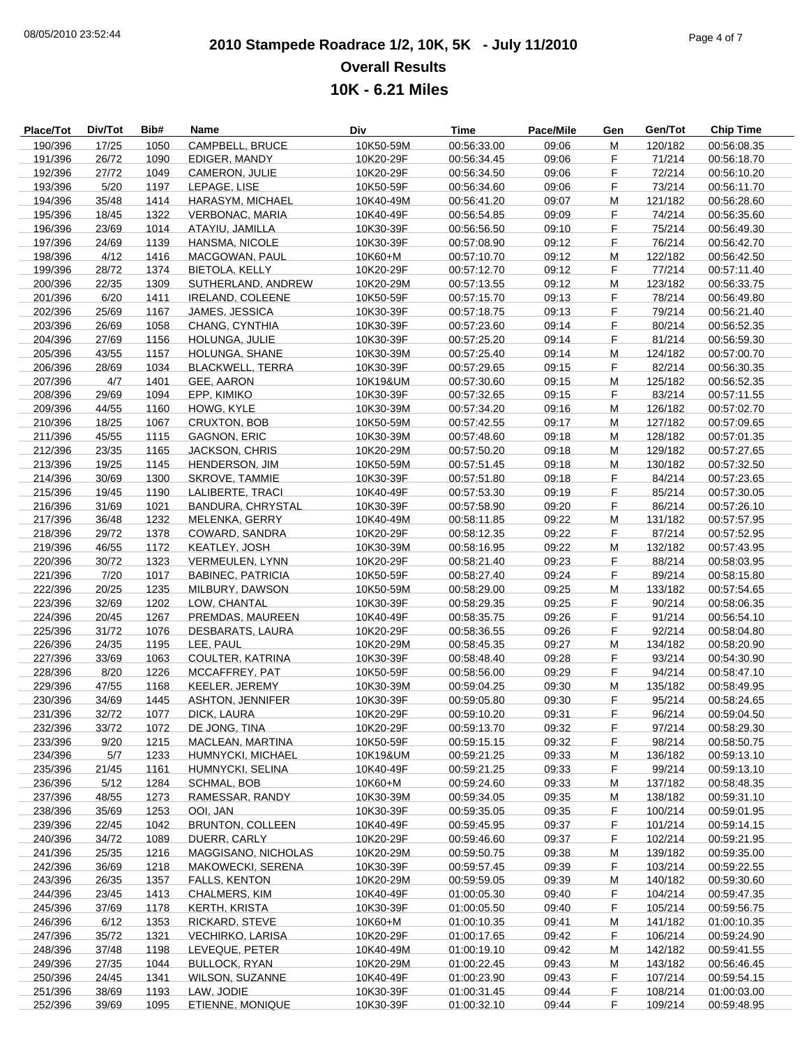# 2010 Stampede Roadrace 1/2, 10K, 5K - July 11/2010

## Overall Results

## 10K - 6.21 Miles

| Place/Tot | Div/Tot | Bib# | Name | Div | Time | Pace/Mile | Gen | Gen/Tot | Chip Time |
|---|---|---|---|---|---|---|---|---|---|
| 190/396 | 17/25 | 1050 | CAMPBELL, BRUCE | 10K50-59M | 00:56:33.00 | 09:06 | M | 120/182 | 00:56:08.35 |
| 191/396 | 26/72 | 1090 | EDIGER, MANDY | 10K20-29F | 00:56:34.45 | 09:06 | F | 71/214 | 00:56:18.70 |
| 192/396 | 27/72 | 1049 | CAMERON, JULIE | 10K20-29F | 00:56:34.50 | 09:06 | F | 72/214 | 00:56:10.20 |
| 193/396 | 5/20 | 1197 | LEPAGE, LISE | 10K50-59F | 00:56:34.60 | 09:06 | F | 73/214 | 00:56:11.70 |
| 194/396 | 35/48 | 1414 | HARASYM, MICHAEL | 10K40-49M | 00:56:41.20 | 09:07 | M | 121/182 | 00:56:28.60 |
| 195/396 | 18/45 | 1322 | VERBONAC, MARIA | 10K40-49F | 00:56:54.85 | 09:09 | F | 74/214 | 00:56:35.60 |
| 196/396 | 23/69 | 1014 | ATAYIU, JAMILLA | 10K30-39F | 00:56:56.50 | 09:10 | F | 75/214 | 00:56:49.30 |
| 197/396 | 24/69 | 1139 | HANSMA, NICOLE | 10K30-39F | 00:57:08.90 | 09:12 | F | 76/214 | 00:56:42.70 |
| 198/396 | 4/12 | 1416 | MACGOWAN, PAUL | 10K60+M | 00:57:10.70 | 09:12 | M | 122/182 | 00:56:42.50 |
| 199/396 | 28/72 | 1374 | BIETOLA, KELLY | 10K20-29F | 00:57:12.70 | 09:12 | F | 77/214 | 00:57:11.40 |
| 200/396 | 22/35 | 1309 | SUTHERLAND, ANDREW | 10K20-29M | 00:57:13.55 | 09:12 | M | 123/182 | 00:56:33.75 |
| 201/396 | 6/20 | 1411 | IRELAND, COLEENE | 10K50-59F | 00:57:15.70 | 09:13 | F | 78/214 | 00:56:49.80 |
| 202/396 | 25/69 | 1167 | JAMES, JESSICA | 10K30-39F | 00:57:18.75 | 09:13 | F | 79/214 | 00:56:21.40 |
| 203/396 | 26/69 | 1058 | CHANG, CYNTHIA | 10K30-39F | 00:57:23.60 | 09:14 | F | 80/214 | 00:56:52.35 |
| 204/396 | 27/69 | 1156 | HOLUNGA, JULIE | 10K30-39F | 00:57:25.20 | 09:14 | F | 81/214 | 00:56:59.30 |
| 205/396 | 43/55 | 1157 | HOLUNGA, SHANE | 10K30-39M | 00:57:25.40 | 09:14 | M | 124/182 | 00:57:00.70 |
| 206/396 | 28/69 | 1034 | BLACKWELL, TERRA | 10K30-39F | 00:57:29.65 | 09:15 | F | 82/214 | 00:56:30.35 |
| 207/396 | 4/7 | 1401 | GEE, AARON | 10K19&UM | 00:57:30.60 | 09:15 | M | 125/182 | 00:56:52.35 |
| 208/396 | 29/69 | 1094 | EPP, KIMIKO | 10K30-39F | 00:57:32.65 | 09:15 | F | 83/214 | 00:57:11.55 |
| 209/396 | 44/55 | 1160 | HOWG, KYLE | 10K30-39M | 00:57:34.20 | 09:16 | M | 126/182 | 00:57:02.70 |
| 210/396 | 18/25 | 1067 | CRUXTON, BOB | 10K50-59M | 00:57:42.55 | 09:17 | M | 127/182 | 00:57:09.65 |
| 211/396 | 45/55 | 1115 | GAGNON, ERIC | 10K30-39M | 00:57:48.60 | 09:18 | M | 128/182 | 00:57:01.35 |
| 212/396 | 23/35 | 1165 | JACKSON, CHRIS | 10K20-29M | 00:57:50.20 | 09:18 | M | 129/182 | 00:57:27.65 |
| 213/396 | 19/25 | 1145 | HENDERSON, JIM | 10K50-59M | 00:57:51.45 | 09:18 | M | 130/182 | 00:57:32.50 |
| 214/396 | 30/69 | 1300 | SKROVE, TAMMIE | 10K30-39F | 00:57:51.80 | 09:18 | F | 84/214 | 00:57:23.65 |
| 215/396 | 19/45 | 1190 | LALIBERTE, TRACI | 10K40-49F | 00:57:53.30 | 09:19 | F | 85/214 | 00:57:30.05 |
| 216/396 | 31/69 | 1021 | BANDURA, CHRYSTAL | 10K30-39F | 00:57:58.90 | 09:20 | F | 86/214 | 00:57:26.10 |
| 217/396 | 36/48 | 1232 | MELENKA, GERRY | 10K40-49M | 00:58:11.85 | 09:22 | M | 131/182 | 00:57:57.95 |
| 218/396 | 29/72 | 1378 | COWARD, SANDRA | 10K20-29F | 00:58:12.35 | 09:22 | F | 87/214 | 00:57:52.95 |
| 219/396 | 46/55 | 1172 | KEATLEY, JOSH | 10K30-39M | 00:58:16.95 | 09:22 | M | 132/182 | 00:57:43.95 |
| 220/396 | 30/72 | 1323 | VERMEULEN, LYNN | 10K20-29F | 00:58:21.40 | 09:23 | F | 88/214 | 00:58:03.95 |
| 221/396 | 7/20 | 1017 | BABINEC, PATRICIA | 10K50-59F | 00:58:27.40 | 09:24 | F | 89/214 | 00:58:15.80 |
| 222/396 | 20/25 | 1235 | MILBURY, DAWSON | 10K50-59M | 00:58:29.00 | 09:25 | M | 133/182 | 00:57:54.65 |
| 223/396 | 32/69 | 1202 | LOW, CHANTAL | 10K30-39F | 00:58:29.35 | 09:25 | F | 90/214 | 00:58:06.35 |
| 224/396 | 20/45 | 1267 | PREMDAS, MAUREEN | 10K40-49F | 00:58:35.75 | 09:26 | F | 91/214 | 00:56:54.10 |
| 225/396 | 31/72 | 1076 | DESBARATS, LAURA | 10K20-29F | 00:58:36.55 | 09:26 | F | 92/214 | 00:58:04.80 |
| 226/396 | 24/35 | 1195 | LEE, PAUL | 10K20-29M | 00:58:45.35 | 09:27 | M | 134/182 | 00:58:20.90 |
| 227/396 | 33/69 | 1063 | COULTER, KATRINA | 10K30-39F | 00:58:48.40 | 09:28 | F | 93/214 | 00:54:30.90 |
| 228/396 | 8/20 | 1226 | MCCAFFREY, PAT | 10K50-59F | 00:58:56.00 | 09:29 | F | 94/214 | 00:58:47.10 |
| 229/396 | 47/55 | 1168 | KEELER, JEREMY | 10K30-39M | 00:59:04.25 | 09:30 | M | 135/182 | 00:58:49.95 |
| 230/396 | 34/69 | 1445 | ASHTON, JENNIFER | 10K30-39F | 00:59:05.80 | 09:30 | F | 95/214 | 00:58:24.65 |
| 231/396 | 32/72 | 1077 | DICK, LAURA | 10K20-29F | 00:59:10.20 | 09:31 | F | 96/214 | 00:59:04.50 |
| 232/396 | 33/72 | 1072 | DE JONG, TINA | 10K20-29F | 00:59:13.70 | 09:32 | F | 97/214 | 00:58:29.30 |
| 233/396 | 9/20 | 1215 | MACLEAN, MARTINA | 10K50-59F | 00:59:15.15 | 09:32 | F | 98/214 | 00:58:50.75 |
| 234/396 | 5/7 | 1233 | HUMNYCKI, MICHAEL | 10K19&UM | 00:59:21.25 | 09:33 | M | 136/182 | 00:59:13.10 |
| 235/396 | 21/45 | 1161 | HUMNYCKI, SELINA | 10K40-49F | 00:59:21.25 | 09:33 | F | 99/214 | 00:59:13.10 |
| 236/396 | 5/12 | 1284 | SCHMAL, BOB | 10K60+M | 00:59:24.60 | 09:33 | M | 137/182 | 00:58:48.35 |
| 237/396 | 48/55 | 1273 | RAMESSAR, RANDY | 10K30-39M | 00:59:34.05 | 09:35 | M | 138/182 | 00:59:31.10 |
| 238/396 | 35/69 | 1253 | OOI, JAN | 10K30-39F | 00:59:35.05 | 09:35 | F | 100/214 | 00:59:01.95 |
| 239/396 | 22/45 | 1042 | BRUNTON, COLLEEN | 10K40-49F | 00:59:45.95 | 09:37 | F | 101/214 | 00:59:14.15 |
| 240/396 | 34/72 | 1089 | DUERR, CARLY | 10K20-29F | 00:59:46.60 | 09:37 | F | 102/214 | 00:59:21.95 |
| 241/396 | 25/35 | 1216 | MAGGISANO, NICHOLAS | 10K20-29M | 00:59:50.75 | 09:38 | M | 139/182 | 00:59:35.00 |
| 242/396 | 36/69 | 1218 | MAKOWECKI, SERENA | 10K30-39F | 00:59:57.45 | 09:39 | F | 103/214 | 00:59:22.55 |
| 243/396 | 26/35 | 1357 | FALLS, KENTON | 10K20-29M | 00:59:59.05 | 09:39 | M | 140/182 | 00:59:30.60 |
| 244/396 | 23/45 | 1413 | CHALMERS, KIM | 10K40-49F | 01:00:05.30 | 09:40 | F | 104/214 | 00:59:47.35 |
| 245/396 | 37/69 | 1178 | KERTH, KRISTA | 10K30-39F | 01:00:05.50 | 09:40 | F | 105/214 | 00:59:56.75 |
| 246/396 | 6/12 | 1353 | RICKARD, STEVE | 10K60+M | 01:00:10.35 | 09:41 | M | 141/182 | 01:00:10.35 |
| 247/396 | 35/72 | 1321 | VECHIRKO, LARISA | 10K20-29F | 01:00:17.65 | 09:42 | F | 106/214 | 00:59:24.90 |
| 248/396 | 37/48 | 1198 | LEVEQUE, PETER | 10K40-49M | 01:00:19.10 | 09:42 | M | 142/182 | 00:59:41.55 |
| 249/396 | 27/35 | 1044 | BULLOCK, RYAN | 10K20-29M | 01:00:22.45 | 09:43 | M | 143/182 | 00:56:46.45 |
| 250/396 | 24/45 | 1341 | WILSON, SUZANNE | 10K40-49F | 01:00:23.90 | 09:43 | F | 107/214 | 00:59:54.15 |
| 251/396 | 38/69 | 1193 | LAW, JODIE | 10K30-39F | 01:00:31.45 | 09:44 | F | 108/214 | 01:00:03.00 |
| 252/396 | 39/69 | 1095 | ETIENNE, MONIQUE | 10K30-39F | 01:00:32.10 | 09:44 | F | 109/214 | 00:59:48.95 |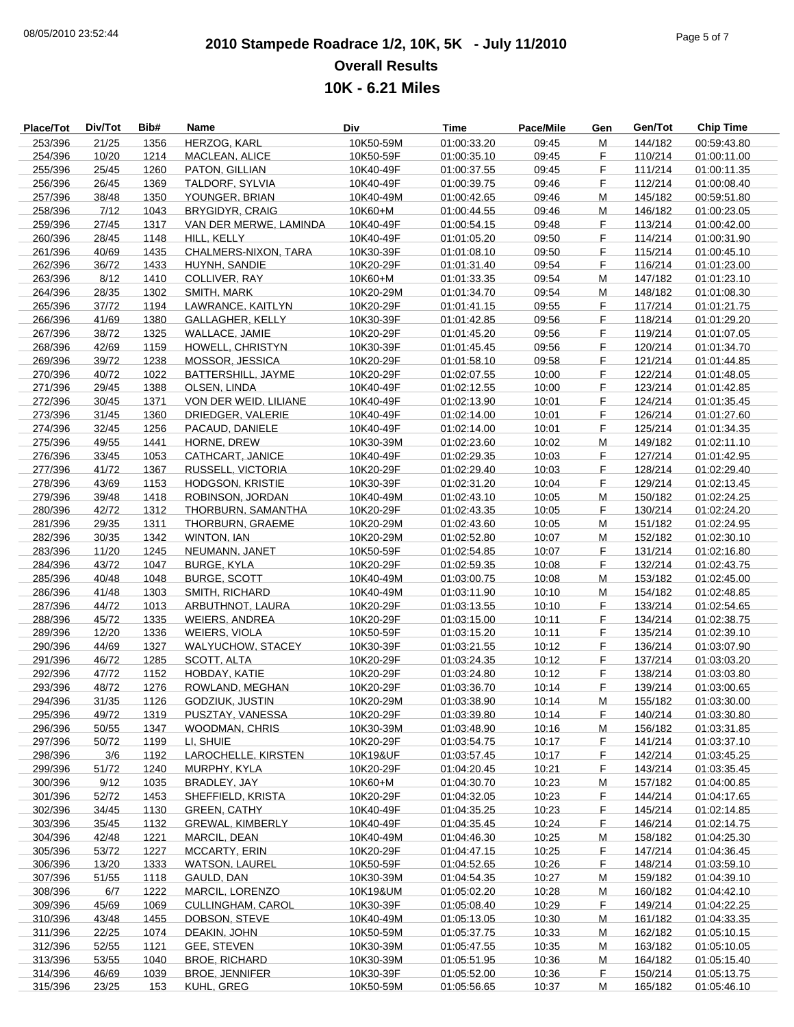# 2010 Stampede Roadrace 1/2, 10K, 5K - July 11/2010

## Overall Results

## 10K - 6.21 Miles

| Place/Tot | Div/Tot | Bib# | Name | Div | Time | Pace/Mile | Gen | Gen/Tot | Chip Time |
|---|---|---|---|---|---|---|---|---|---|
| 253/396 | 21/25 | 1356 | HERZOG, KARL | 10K50-59M | 01:00:33.20 | 09:45 | M | 144/182 | 00:59:43.80 |
| 254/396 | 10/20 | 1214 | MACLEAN, ALICE | 10K50-59F | 01:00:35.10 | 09:45 | F | 110/214 | 01:00:11.00 |
| 255/396 | 25/45 | 1260 | PATON, GILLIAN | 10K40-49F | 01:00:37.55 | 09:45 | F | 111/214 | 01:00:11.35 |
| 256/396 | 26/45 | 1369 | TALDORF, SYLVIA | 10K40-49F | 01:00:39.75 | 09:46 | F | 112/214 | 01:00:08.40 |
| 257/396 | 38/48 | 1350 | YOUNGER, BRIAN | 10K40-49M | 01:00:42.65 | 09:46 | M | 145/182 | 00:59:51.80 |
| 258/396 | 7/12 | 1043 | BRYGIDYR, CRAIG | 10K60+M | 01:00:44.55 | 09:46 | M | 146/182 | 01:00:23.05 |
| 259/396 | 27/45 | 1317 | VAN DER MERWE, LAMINDA | 10K40-49F | 01:00:54.15 | 09:48 | F | 113/214 | 01:00:42.00 |
| 260/396 | 28/45 | 1148 | HILL, KELLY | 10K40-49F | 01:01:05.20 | 09:50 | F | 114/214 | 01:00:31.90 |
| 261/396 | 40/69 | 1435 | CHALMERS-NIXON, TARA | 10K30-39F | 01:01:08.10 | 09:50 | F | 115/214 | 01:00:45.10 |
| 262/396 | 36/72 | 1433 | HUYNH, SANDIE | 10K20-29F | 01:01:31.40 | 09:54 | F | 116/214 | 01:01:23.00 |
| 263/396 | 8/12 | 1410 | COLLIVER, RAY | 10K60+M | 01:01:33.35 | 09:54 | M | 147/182 | 01:01:23.10 |
| 264/396 | 28/35 | 1302 | SMITH, MARK | 10K20-29M | 01:01:34.70 | 09:54 | M | 148/182 | 01:01:08.30 |
| 265/396 | 37/72 | 1194 | LAWRANCE, KAITLYN | 10K20-29F | 01:01:41.15 | 09:55 | F | 117/214 | 01:01:21.75 |
| 266/396 | 41/69 | 1380 | GALLAGHER, KELLY | 10K30-39F | 01:01:42.85 | 09:56 | F | 118/214 | 01:01:29.20 |
| 267/396 | 38/72 | 1325 | WALLACE, JAMIE | 10K20-29F | 01:01:45.20 | 09:56 | F | 119/214 | 01:01:07.05 |
| 268/396 | 42/69 | 1159 | HOWELL, CHRISTYN | 10K30-39F | 01:01:45.45 | 09:56 | F | 120/214 | 01:01:34.70 |
| 269/396 | 39/72 | 1238 | MOSSOR, JESSICA | 10K20-29F | 01:01:58.10 | 09:58 | F | 121/214 | 01:01:44.85 |
| 270/396 | 40/72 | 1022 | BATTERSHILL, JAYME | 10K20-29F | 01:02:07.55 | 10:00 | F | 122/214 | 01:01:48.05 |
| 271/396 | 29/45 | 1388 | OLSEN, LINDA | 10K40-49F | 01:02:12.55 | 10:00 | F | 123/214 | 01:01:42.85 |
| 272/396 | 30/45 | 1371 | VON DER WEID, LILIANE | 10K40-49F | 01:02:13.90 | 10:01 | F | 124/214 | 01:01:35.45 |
| 273/396 | 31/45 | 1360 | DRIEDGER, VALERIE | 10K40-49F | 01:02:14.00 | 10:01 | F | 126/214 | 01:01:27.60 |
| 274/396 | 32/45 | 1256 | PACAUD, DANIELE | 10K40-49F | 01:02:14.00 | 10:01 | F | 125/214 | 01:01:34.35 |
| 275/396 | 49/55 | 1441 | HORNE, DREW | 10K30-39M | 01:02:23.60 | 10:02 | M | 149/182 | 01:02:11.10 |
| 276/396 | 33/45 | 1053 | CATHCART, JANICE | 10K40-49F | 01:02:29.35 | 10:03 | F | 127/214 | 01:01:42.95 |
| 277/396 | 41/72 | 1367 | RUSSELL, VICTORIA | 10K20-29F | 01:02:29.40 | 10:03 | F | 128/214 | 01:02:29.40 |
| 278/396 | 43/69 | 1153 | HODGSON, KRISTIE | 10K30-39F | 01:02:31.20 | 10:04 | F | 129/214 | 01:02:13.45 |
| 279/396 | 39/48 | 1418 | ROBINSON, JORDAN | 10K40-49M | 01:02:43.10 | 10:05 | M | 150/182 | 01:02:24.25 |
| 280/396 | 42/72 | 1312 | THORBURN, SAMANTHA | 10K20-29F | 01:02:43.35 | 10:05 | F | 130/214 | 01:02:24.20 |
| 281/396 | 29/35 | 1311 | THORBURN, GRAEME | 10K20-29M | 01:02:43.60 | 10:05 | M | 151/182 | 01:02:24.95 |
| 282/396 | 30/35 | 1342 | WINTON, IAN | 10K20-29M | 01:02:52.80 | 10:07 | M | 152/182 | 01:02:30.10 |
| 283/396 | 11/20 | 1245 | NEUMANN, JANET | 10K50-59F | 01:02:54.85 | 10:07 | F | 131/214 | 01:02:16.80 |
| 284/396 | 43/72 | 1047 | BURGE, KYLA | 10K20-29F | 01:02:59.35 | 10:08 | F | 132/214 | 01:02:43.75 |
| 285/396 | 40/48 | 1048 | BURGE, SCOTT | 10K40-49M | 01:03:00.75 | 10:08 | M | 153/182 | 01:02:45.00 |
| 286/396 | 41/48 | 1303 | SMITH, RICHARD | 10K40-49M | 01:03:11.90 | 10:10 | M | 154/182 | 01:02:48.85 |
| 287/396 | 44/72 | 1013 | ARBUTHNOT, LAURA | 10K20-29F | 01:03:13.55 | 10:10 | F | 133/214 | 01:02:54.65 |
| 288/396 | 45/72 | 1335 | WEIERS, ANDREA | 10K20-29F | 01:03:15.00 | 10:11 | F | 134/214 | 01:02:38.75 |
| 289/396 | 12/20 | 1336 | WEIERS, VIOLA | 10K50-59F | 01:03:15.20 | 10:11 | F | 135/214 | 01:02:39.10 |
| 290/396 | 44/69 | 1327 | WALYUCHOW, STACEY | 10K30-39F | 01:03:21.55 | 10:12 | F | 136/214 | 01:03:07.90 |
| 291/396 | 46/72 | 1285 | SCOTT, ALTA | 10K20-29F | 01:03:24.35 | 10:12 | F | 137/214 | 01:03:03.20 |
| 292/396 | 47/72 | 1152 | HOBDAY, KATIE | 10K20-29F | 01:03:24.80 | 10:12 | F | 138/214 | 01:03:03.80 |
| 293/396 | 48/72 | 1276 | ROWLAND, MEGHAN | 10K20-29F | 01:03:36.70 | 10:14 | F | 139/214 | 01:03:00.65 |
| 294/396 | 31/35 | 1126 | GODZIUK, JUSTIN | 10K20-29M | 01:03:38.90 | 10:14 | M | 155/182 | 01:03:30.00 |
| 295/396 | 49/72 | 1319 | PUSZTAY, VANESSA | 10K20-29F | 01:03:39.80 | 10:14 | F | 140/214 | 01:03:30.80 |
| 296/396 | 50/55 | 1347 | WOODMAN, CHRIS | 10K30-39M | 01:03:48.90 | 10:16 | M | 156/182 | 01:03:31.85 |
| 297/396 | 50/72 | 1199 | LI, SHUIE | 10K20-29F | 01:03:54.75 | 10:17 | F | 141/214 | 01:03:37.10 |
| 298/396 | 3/6 | 1192 | LAROCHELLE, KIRSTEN | 10K19&UF | 01:03:57.45 | 10:17 | F | 142/214 | 01:03:45.25 |
| 299/396 | 51/72 | 1240 | MURPHY, KYLA | 10K20-29F | 01:04:20.45 | 10:21 | F | 143/214 | 01:03:35.45 |
| 300/396 | 9/12 | 1035 | BRADLEY, JAY | 10K60+M | 01:04:30.70 | 10:23 | M | 157/182 | 01:04:00.85 |
| 301/396 | 52/72 | 1453 | SHEFFIELD, KRISTA | 10K20-29F | 01:04:32.05 | 10:23 | F | 144/214 | 01:04:17.65 |
| 302/396 | 34/45 | 1130 | GREEN, CATHY | 10K40-49F | 01:04:35.25 | 10:23 | F | 145/214 | 01:02:14.85 |
| 303/396 | 35/45 | 1132 | GREWAL, KIMBERLY | 10K40-49F | 01:04:35.45 | 10:24 | F | 146/214 | 01:02:14.75 |
| 304/396 | 42/48 | 1221 | MARCIL, DEAN | 10K40-49M | 01:04:46.30 | 10:25 | M | 158/182 | 01:04:25.30 |
| 305/396 | 53/72 | 1227 | MCCARTY, ERIN | 10K20-29F | 01:04:47.15 | 10:25 | F | 147/214 | 01:04:36.45 |
| 306/396 | 13/20 | 1333 | WATSON, LAUREL | 10K50-59F | 01:04:52.65 | 10:26 | F | 148/214 | 01:03:59.10 |
| 307/396 | 51/55 | 1118 | GAULD, DAN | 10K30-39M | 01:04:54.35 | 10:27 | M | 159/182 | 01:04:39.10 |
| 308/396 | 6/7 | 1222 | MARCIL, LORENZO | 10K19&UM | 01:05:02.20 | 10:28 | M | 160/182 | 01:04:42.10 |
| 309/396 | 45/69 | 1069 | CULLINGHAM, CAROL | 10K30-39F | 01:05:08.40 | 10:29 | F | 149/214 | 01:04:22.25 |
| 310/396 | 43/48 | 1455 | DOBSON, STEVE | 10K40-49M | 01:05:13.05 | 10:30 | M | 161/182 | 01:04:33.35 |
| 311/396 | 22/25 | 1074 | DEAKIN, JOHN | 10K50-59M | 01:05:37.75 | 10:33 | M | 162/182 | 01:05:10.15 |
| 312/396 | 52/55 | 1121 | GEE, STEVEN | 10K30-39M | 01:05:47.55 | 10:35 | M | 163/182 | 01:05:10.05 |
| 313/396 | 53/55 | 1040 | BROE, RICHARD | 10K30-39M | 01:05:51.95 | 10:36 | M | 164/182 | 01:05:15.40 |
| 314/396 | 46/69 | 1039 | BROE, JENNIFER | 10K30-39F | 01:05:52.00 | 10:36 | F | 150/214 | 01:05:13.75 |
| 315/396 | 23/25 | 153 | KUHL, GREG | 10K50-59M | 01:05:56.65 | 10:37 | M | 165/182 | 01:05:46.10 |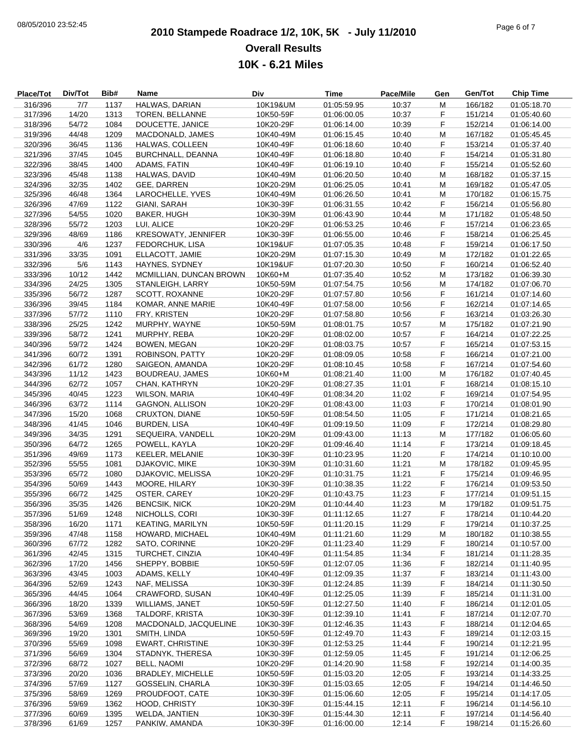# 2010 Stampede Roadrace 1/2, 10K, 5K - July 11/2010

## Overall Results

## 10K - 6.21 Miles

| Place/Tot | Div/Tot | Bib# | Name | Div | Time | Pace/Mile | Gen | Gen/Tot | Chip Time |
|---|---|---|---|---|---|---|---|---|---|
| 316/396 | 7/7 | 1137 | HALWAS, DARIAN | 10K19&UM | 01:05:59.95 | 10:37 | M | 166/182 | 01:05:18.70 |
| 317/396 | 14/20 | 1313 | TOREN, BELLANNE | 10K50-59F | 01:06:00.05 | 10:37 | F | 151/214 | 01:05:40.60 |
| 318/396 | 54/72 | 1084 | DOUCETTE, JANICE | 10K20-29F | 01:06:14.00 | 10:39 | F | 152/214 | 01:06:14.00 |
| 319/396 | 44/48 | 1209 | MACDONALD, JAMES | 10K40-49M | 01:06:15.45 | 10:40 | M | 167/182 | 01:05:45.45 |
| 320/396 | 36/45 | 1136 | HALWAS, COLLEEN | 10K40-49F | 01:06:18.60 | 10:40 | F | 153/214 | 01:05:37.40 |
| 321/396 | 37/45 | 1045 | BURCHNALL, DEANNA | 10K40-49F | 01:06:18.80 | 10:40 | F | 154/214 | 01:05:31.80 |
| 322/396 | 38/45 | 1400 | ADAMS, FATIN | 10K40-49F | 01:06:19.10 | 10:40 | F | 155/214 | 01:05:52.60 |
| 323/396 | 45/48 | 1138 | HALWAS, DAVID | 10K40-49M | 01:06:20.50 | 10:40 | M | 168/182 | 01:05:37.15 |
| 324/396 | 32/35 | 1402 | GEE, DARREN | 10K20-29M | 01:06:25.05 | 10:41 | M | 169/182 | 01:05:47.05 |
| 325/396 | 46/48 | 1364 | LAROCHELLE, YVES | 10K40-49M | 01:06:26.50 | 10:41 | M | 170/182 | 01:06:15.75 |
| 326/396 | 47/69 | 1122 | GIANI, SARAH | 10K30-39F | 01:06:31.55 | 10:42 | F | 156/214 | 01:05:56.80 |
| 327/396 | 54/55 | 1020 | BAKER, HUGH | 10K30-39M | 01:06:43.90 | 10:44 | M | 171/182 | 01:05:48.50 |
| 328/396 | 55/72 | 1203 | LUI, ALICE | 10K20-29F | 01:06:53.25 | 10:46 | F | 157/214 | 01:06:23.65 |
| 329/396 | 48/69 | 1186 | KRESOWATY, JENNIFER | 10K30-39F | 01:06:55.00 | 10:46 | F | 158/214 | 01:06:25.45 |
| 330/396 | 4/6 | 1237 | FEDORCHUK, LISA | 10K19&UF | 01:07:05.35 | 10:48 | F | 159/214 | 01:06:17.50 |
| 331/396 | 33/35 | 1091 | ELLACOTT, JAMIE | 10K20-29M | 01:07:15.30 | 10:49 | M | 172/182 | 01:01:22.65 |
| 332/396 | 5/6 | 1143 | HAYNES, SYDNEY | 10K19&UF | 01:07:20.30 | 10:50 | F | 160/214 | 01:06:52.40 |
| 333/396 | 10/12 | 1442 | MCMILLIAN, DUNCAN BROWN | 10K60+M | 01:07:35.40 | 10:52 | M | 173/182 | 01:06:39.30 |
| 334/396 | 24/25 | 1305 | STANLEIGH, LARRY | 10K50-59M | 01:07:54.75 | 10:56 | M | 174/182 | 01:07:06.70 |
| 335/396 | 56/72 | 1287 | SCOTT, ROXANNE | 10K20-29F | 01:07:57.80 | 10:56 | F | 161/214 | 01:07:14.60 |
| 336/396 | 39/45 | 1184 | KOMAR, ANNE MARIE | 10K40-49F | 01:07:58.00 | 10:56 | F | 162/214 | 01:07:14.65 |
| 337/396 | 57/72 | 1110 | FRY, KRISTEN | 10K20-29F | 01:07:58.80 | 10:56 | F | 163/214 | 01:03:26.30 |
| 338/396 | 25/25 | 1242 | MURPHY, WAYNE | 10K50-59M | 01:08:01.75 | 10:57 | M | 175/182 | 01:07:21.90 |
| 339/396 | 58/72 | 1241 | MURPHY, REBA | 10K20-29F | 01:08:02.00 | 10:57 | F | 164/214 | 01:07:22.25 |
| 340/396 | 59/72 | 1424 | BOWEN, MEGAN | 10K20-29F | 01:08:03.75 | 10:57 | F | 165/214 | 01:07:53.15 |
| 341/396 | 60/72 | 1391 | ROBINSON, PATTY | 10K20-29F | 01:08:09.05 | 10:58 | F | 166/214 | 01:07:21.00 |
| 342/396 | 61/72 | 1280 | SAIGEON, AMANDA | 10K20-29F | 01:08:10.45 | 10:58 | F | 167/214 | 01:07:54.60 |
| 343/396 | 11/12 | 1423 | BOUDREAU, JAMES | 10K60+M | 01:08:21.40 | 11:00 | M | 176/182 | 01:07:40.45 |
| 344/396 | 62/72 | 1057 | CHAN, KATHRYN | 10K20-29F | 01:08:27.35 | 11:01 | F | 168/214 | 01:08:15.10 |
| 345/396 | 40/45 | 1223 | WILSON, MARIA | 10K40-49F | 01:08:34.20 | 11:02 | F | 169/214 | 01:07:54.95 |
| 346/396 | 63/72 | 1114 | GAGNON, ALLISON | 10K20-29F | 01:08:43.00 | 11:03 | F | 170/214 | 01:08:01.90 |
| 347/396 | 15/20 | 1068 | CRUXTON, DIANE | 10K50-59F | 01:08:54.50 | 11:05 | F | 171/214 | 01:08:21.65 |
| 348/396 | 41/45 | 1046 | BURDEN, LISA | 10K40-49F | 01:09:19.50 | 11:09 | F | 172/214 | 01:08:29.80 |
| 349/396 | 34/35 | 1291 | SEQUEIRA, VANDELL | 10K20-29M | 01:09:43.00 | 11:13 | M | 177/182 | 01:06:05.60 |
| 350/396 | 64/72 | 1265 | POWELL, KAYLA | 10K20-29F | 01:09:46.40 | 11:14 | F | 173/214 | 01:09:18.45 |
| 351/396 | 49/69 | 1173 | KEELER, MELANIE | 10K30-39F | 01:10:23.95 | 11:20 | F | 174/214 | 01:10:10.00 |
| 352/396 | 55/55 | 1081 | DJAKOVIC, MIKE | 10K30-39M | 01:10:31.60 | 11:21 | M | 178/182 | 01:09:45.95 |
| 353/396 | 65/72 | 1080 | DJAKOVIC, MELISSA | 10K20-29F | 01:10:31.75 | 11:21 | F | 175/214 | 01:09:46.95 |
| 354/396 | 50/69 | 1443 | MOORE, HILARY | 10K30-39F | 01:10:38.35 | 11:22 | F | 176/214 | 01:09:53.50 |
| 355/396 | 66/72 | 1425 | OSTER, CAREY | 10K20-29F | 01:10:43.75 | 11:23 | F | 177/214 | 01:09:51.15 |
| 356/396 | 35/35 | 1426 | BENCSIK, NICK | 10K20-29M | 01:10:44.40 | 11:23 | M | 179/182 | 01:09:51.75 |
| 357/396 | 51/69 | 1248 | NICHOLLS, CORI | 10K30-39F | 01:11:12.65 | 11:27 | F | 178/214 | 01:10:44.20 |
| 358/396 | 16/20 | 1171 | KEATING, MARILYN | 10K50-59F | 01:11:20.15 | 11:29 | F | 179/214 | 01:10:37.25 |
| 359/396 | 47/48 | 1158 | HOWARD, MICHAEL | 10K40-49M | 01:11:21.60 | 11:29 | M | 180/182 | 01:10:38.55 |
| 360/396 | 67/72 | 1282 | SATO, CORINNE | 10K20-29F | 01:11:23.40 | 11:29 | F | 180/214 | 01:10:57.00 |
| 361/396 | 42/45 | 1315 | TURCHET, CINZIA | 10K40-49F | 01:11:54.85 | 11:34 | F | 181/214 | 01:11:28.35 |
| 362/396 | 17/20 | 1456 | SHEPPY, BOBBIE | 10K50-59F | 01:12:07.05 | 11:36 | F | 182/214 | 01:11:40.95 |
| 363/396 | 43/45 | 1003 | ADAMS, KELLY | 10K40-49F | 01:12:09.35 | 11:37 | F | 183/214 | 01:11:43.00 |
| 364/396 | 52/69 | 1243 | NAF, MELISSA | 10K30-39F | 01:12:24.85 | 11:39 | F | 184/214 | 01:11:30.50 |
| 365/396 | 44/45 | 1064 | CRAWFORD, SUSAN | 10K40-49F | 01:12:25.05 | 11:39 | F | 185/214 | 01:11:31.00 |
| 366/396 | 18/20 | 1339 | WILLIAMS, JANET | 10K50-59F | 01:12:27.50 | 11:40 | F | 186/214 | 01:12:01.05 |
| 367/396 | 53/69 | 1368 | TALDORF, KRISTA | 10K30-39F | 01:12:39.10 | 11:41 | F | 187/214 | 01:12:07.70 |
| 368/396 | 54/69 | 1208 | MACDONALD, JACQUELINE | 10K30-39F | 01:12:46.35 | 11:43 | F | 188/214 | 01:12:04.65 |
| 369/396 | 19/20 | 1301 | SMITH, LINDA | 10K50-59F | 01:12:49.70 | 11:43 | F | 189/214 | 01:12:03.15 |
| 370/396 | 55/69 | 1098 | EWART, CHRISTINE | 10K30-39F | 01:12:53.25 | 11:44 | F | 190/214 | 01:12:21.95 |
| 371/396 | 56/69 | 1304 | STADNYK, THERESA | 10K30-39F | 01:12:59.05 | 11:45 | F | 191/214 | 01:12:06.25 |
| 372/396 | 68/72 | 1027 | BELL, NAOMI | 10K20-29F | 01:14:20.90 | 11:58 | F | 192/214 | 01:14:00.35 |
| 373/396 | 20/20 | 1036 | BRADLEY, MICHELLE | 10K50-59F | 01:15:03.20 | 12:05 | F | 193/214 | 01:14:33.25 |
| 374/396 | 57/69 | 1127 | GOSSELIN, CHARLA | 10K30-39F | 01:15:03.65 | 12:05 | F | 194/214 | 01:14:46.50 |
| 375/396 | 58/69 | 1269 | PROUDFOOT, CATE | 10K30-39F | 01:15:06.60 | 12:05 | F | 195/214 | 01:14:17.05 |
| 376/396 | 59/69 | 1362 | HOOD, CHRISTY | 10K30-39F | 01:15:44.15 | 12:11 | F | 196/214 | 01:14:56.10 |
| 377/396 | 60/69 | 1395 | WELDA, JANTIEN | 10K30-39F | 01:15:44.30 | 12:11 | F | 197/214 | 01:14:56.40 |
| 378/396 | 61/69 | 1257 | PANKIW, AMANDA | 10K30-39F | 01:16:00.00 | 12:14 | F | 198/214 | 01:15:26.60 |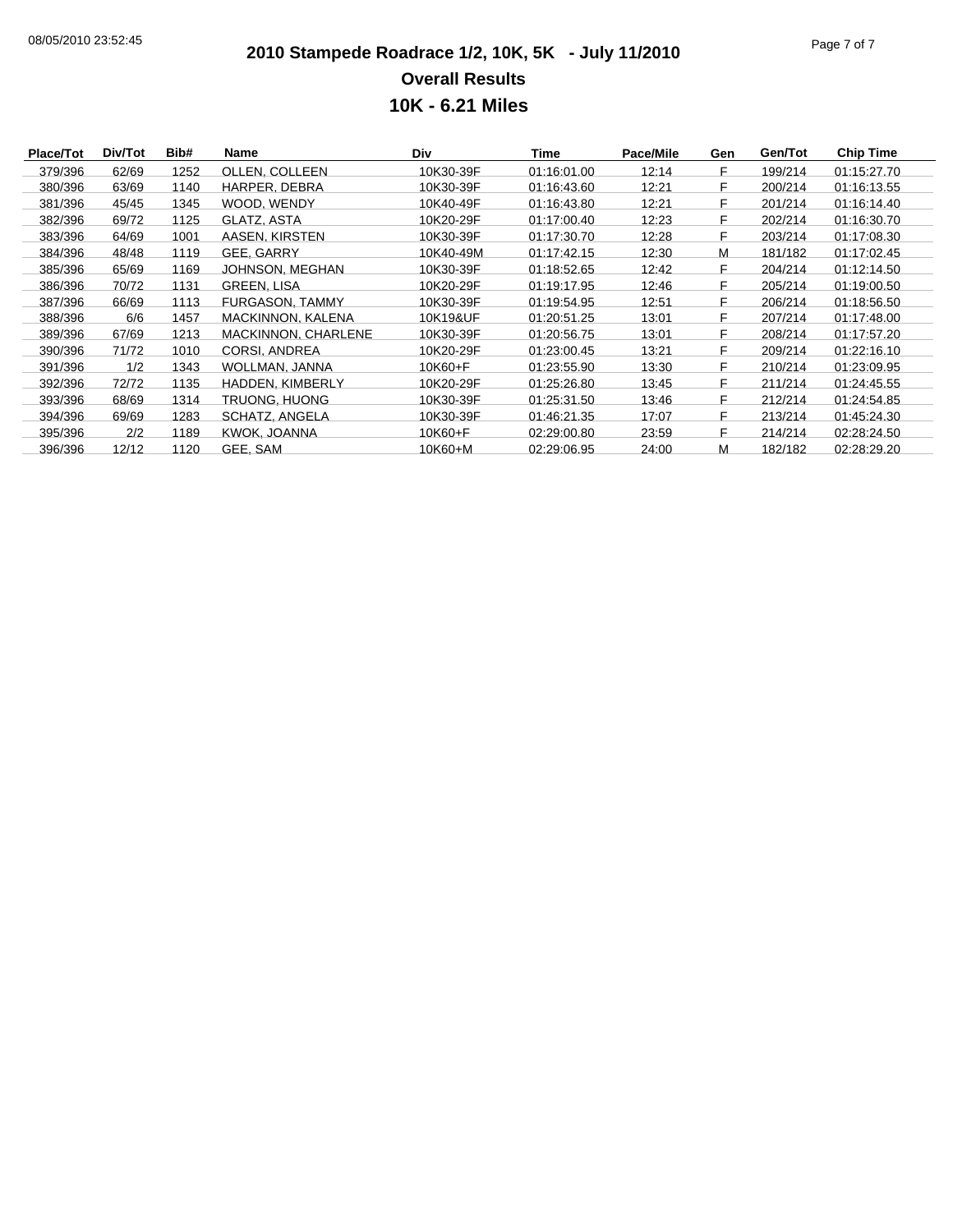# 2010 Stampede Roadrace 1/2, 10K, 5K - July 11/2010

## Overall Results

## 10K - 6.21 Miles

| Place/Tot | Div/Tot | Bib# | Name | Div | Time | Pace/Mile | Gen | Gen/Tot | Chip Time |
|---|---|---|---|---|---|---|---|---|---|
| 379/396 | 62/69 | 1252 | OLLEN, COLLEEN | 10K30-39F | 01:16:01.00 | 12:14 | F | 199/214 | 01:15:27.70 |
| 380/396 | 63/69 | 1140 | HARPER, DEBRA | 10K30-39F | 01:16:43.60 | 12:21 | F | 200/214 | 01:16:13.55 |
| 381/396 | 45/45 | 1345 | WOOD, WENDY | 10K40-49F | 01:16:43.80 | 12:21 | F | 201/214 | 01:16:14.40 |
| 382/396 | 69/72 | 1125 | GLATZ, ASTA | 10K20-29F | 01:17:00.40 | 12:23 | F | 202/214 | 01:16:30.70 |
| 383/396 | 64/69 | 1001 | AASEN, KIRSTEN | 10K30-39F | 01:17:30.70 | 12:28 | F | 203/214 | 01:17:08.30 |
| 384/396 | 48/48 | 1119 | GEE, GARRY | 10K40-49M | 01:17:42.15 | 12:30 | M | 181/182 | 01:17:02.45 |
| 385/396 | 65/69 | 1169 | JOHNSON, MEGHAN | 10K30-39F | 01:18:52.65 | 12:42 | F | 204/214 | 01:12:14.50 |
| 386/396 | 70/72 | 1131 | GREEN, LISA | 10K20-29F | 01:19:17.95 | 12:46 | F | 205/214 | 01:19:00.50 |
| 387/396 | 66/69 | 1113 | FURGASON, TAMMY | 10K30-39F | 01:19:54.95 | 12:51 | F | 206/214 | 01:18:56.50 |
| 388/396 | 6/6 | 1457 | MACKINNON, KALENA | 10K19&UF | 01:20:51.25 | 13:01 | F | 207/214 | 01:17:48.00 |
| 389/396 | 67/69 | 1213 | MACKINNON, CHARLENE | 10K30-39F | 01:20:56.75 | 13:01 | F | 208/214 | 01:17:57.20 |
| 390/396 | 71/72 | 1010 | CORSI, ANDREA | 10K20-29F | 01:23:00.45 | 13:21 | F | 209/214 | 01:22:16.10 |
| 391/396 | 1/2 | 1343 | WOLLMAN, JANNA | 10K60+F | 01:23:55.90 | 13:30 | F | 210/214 | 01:23:09.95 |
| 392/396 | 72/72 | 1135 | HADDEN, KIMBERLY | 10K20-29F | 01:25:26.80 | 13:45 | F | 211/214 | 01:24:45.55 |
| 393/396 | 68/69 | 1314 | TRUONG, HUONG | 10K30-39F | 01:25:31.50 | 13:46 | F | 212/214 | 01:24:54.85 |
| 394/396 | 69/69 | 1283 | SCHATZ, ANGELA | 10K30-39F | 01:46:21.35 | 17:07 | F | 213/214 | 01:45:24.30 |
| 395/396 | 2/2 | 1189 | KWOK, JOANNA | 10K60+F | 02:29:00.80 | 23:59 | F | 214/214 | 02:28:24.50 |
| 396/396 | 12/12 | 1120 | GEE, SAM | 10K60+M | 02:29:06.95 | 24:00 | M | 182/182 | 02:28:29.20 |